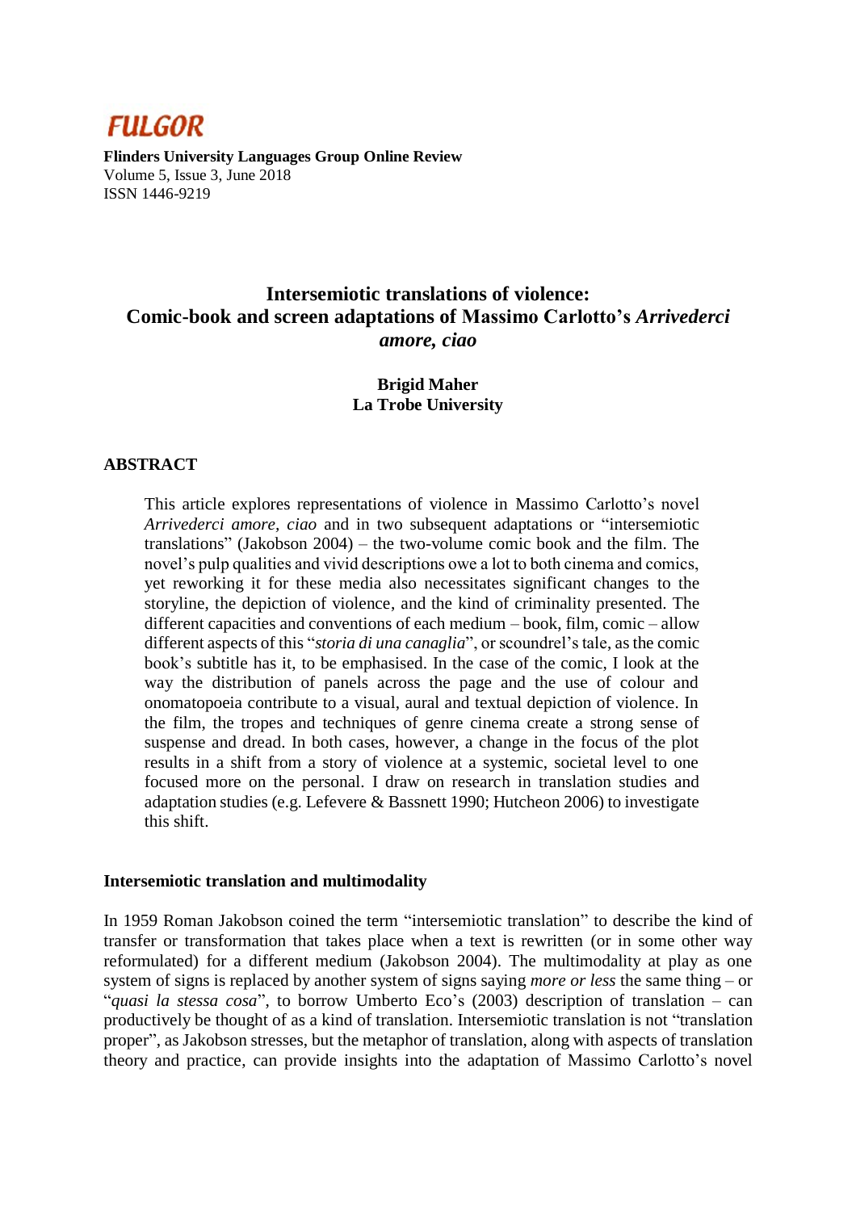# FULGOR

**Flinders University Languages Group Online Review**
Volume 5, Issue 3, June 2018
ISSN 1446-9219

## Intersemiotic translations of violence: Comic-book and screen adaptations of Massimo Carlotto's *Arrivederci amore, ciao*

**Brigid Maher**
**La Trobe University**

### ABSTRACT

This article explores representations of violence in Massimo Carlotto's novel *Arrivederci amore, ciao* and in two subsequent adaptations or "intersemiotic translations" (Jakobson 2004) – the two-volume comic book and the film. The novel's pulp qualities and vivid descriptions owe a lot to both cinema and comics, yet reworking it for these media also necessitates significant changes to the storyline, the depiction of violence, and the kind of criminality presented. The different capacities and conventions of each medium – book, film, comic – allow different aspects of this "*storia di una canaglia*", or scoundrel's tale, as the comic book's subtitle has it, to be emphasised. In the case of the comic, I look at the way the distribution of panels across the page and the use of colour and onomatopoeia contribute to a visual, aural and textual depiction of violence. In the film, the tropes and techniques of genre cinema create a strong sense of suspense and dread. In both cases, however, a change in the focus of the plot results in a shift from a story of violence at a systemic, societal level to one focused more on the personal. I draw on research in translation studies and adaptation studies (e.g. Lefevere & Bassnett 1990; Hutcheon 2006) to investigate this shift.

### Intersemiotic translation and multimodality

In 1959 Roman Jakobson coined the term "intersemiotic translation" to describe the kind of transfer or transformation that takes place when a text is rewritten (or in some other way reformulated) for a different medium (Jakobson 2004). The multimodality at play as one system of signs is replaced by another system of signs saying *more or less* the same thing – or "*quasi la stessa cosa*", to borrow Umberto Eco's (2003) description of translation – can productively be thought of as a kind of translation. Intersemiotic translation is not "translation proper", as Jakobson stresses, but the metaphor of translation, along with aspects of translation theory and practice, can provide insights into the adaptation of Massimo Carlotto's novel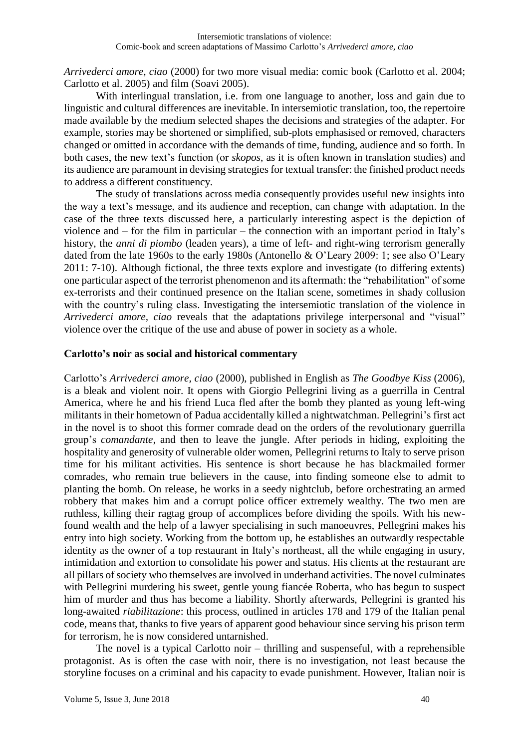*Arrivederci amore, ciao* (2000) for two more visual media: comic book (Carlotto et al. 2004; Carlotto et al. 2005) and film (Soavi 2005).

With interlingual translation, i.e. from one language to another, loss and gain due to linguistic and cultural differences are inevitable. In intersemiotic translation, too, the repertoire made available by the medium selected shapes the decisions and strategies of the adapter. For example, stories may be shortened or simplified, sub-plots emphasised or removed, characters changed or omitted in accordance with the demands of time, funding, audience and so forth. In both cases, the new text's function (or *skopos*, as it is often known in translation studies) and its audience are paramount in devising strategies for textual transfer: the finished product needs to address a different constituency.

The study of translations across media consequently provides useful new insights into the way a text's message, and its audience and reception, can change with adaptation. In the case of the three texts discussed here, a particularly interesting aspect is the depiction of violence and – for the film in particular – the connection with an important period in Italy's history, the *anni di piombo* (leaden years), a time of left- and right-wing terrorism generally dated from the late 1960s to the early 1980s (Antonello & O'Leary 2009: 1; see also O'Leary 2011: 7-10). Although fictional, the three texts explore and investigate (to differing extents) one particular aspect of the terrorist phenomenon and its aftermath: the "rehabilitation" of some ex-terrorists and their continued presence on the Italian scene, sometimes in shady collusion with the country's ruling class. Investigating the intersemiotic translation of the violence in *Arrivederci amore, ciao* reveals that the adaptations privilege interpersonal and "visual" violence over the critique of the use and abuse of power in society as a whole.

## Carlotto's noir as social and historical commentary

Carlotto's *Arrivederci amore, ciao* (2000), published in English as *The Goodbye Kiss* (2006), is a bleak and violent noir. It opens with Giorgio Pellegrini living as a guerrilla in Central America, where he and his friend Luca fled after the bomb they planted as young left-wing militants in their hometown of Padua accidentally killed a nightwatchman. Pellegrini's first act in the novel is to shoot this former comrade dead on the orders of the revolutionary guerrilla group's *comandante*, and then to leave the jungle. After periods in hiding, exploiting the hospitality and generosity of vulnerable older women, Pellegrini returns to Italy to serve prison time for his militant activities. His sentence is short because he has blackmailed former comrades, who remain true believers in the cause, into finding someone else to admit to planting the bomb. On release, he works in a seedy nightclub, before orchestrating an armed robbery that makes him and a corrupt police officer extremely wealthy. The two men are ruthless, killing their ragtag group of accomplices before dividing the spoils. With his new-found wealth and the help of a lawyer specialising in such manoeuvres, Pellegrini makes his entry into high society. Working from the bottom up, he establishes an outwardly respectable identity as the owner of a top restaurant in Italy's northeast, all the while engaging in usury, intimidation and extortion to consolidate his power and status. His clients at the restaurant are all pillars of society who themselves are involved in underhand activities. The novel culminates with Pellegrini murdering his sweet, gentle young fiancée Roberta, who has begun to suspect him of murder and thus has become a liability. Shortly afterwards, Pellegrini is granted his long-awaited *riabilitazione*: this process, outlined in articles 178 and 179 of the Italian penal code, means that, thanks to five years of apparent good behaviour since serving his prison term for terrorism, he is now considered untarnished.

The novel is a typical Carlotto noir – thrilling and suspenseful, with a reprehensible protagonist. As is often the case with noir, there is no investigation, not least because the storyline focuses on a criminal and his capacity to evade punishment. However, Italian noir is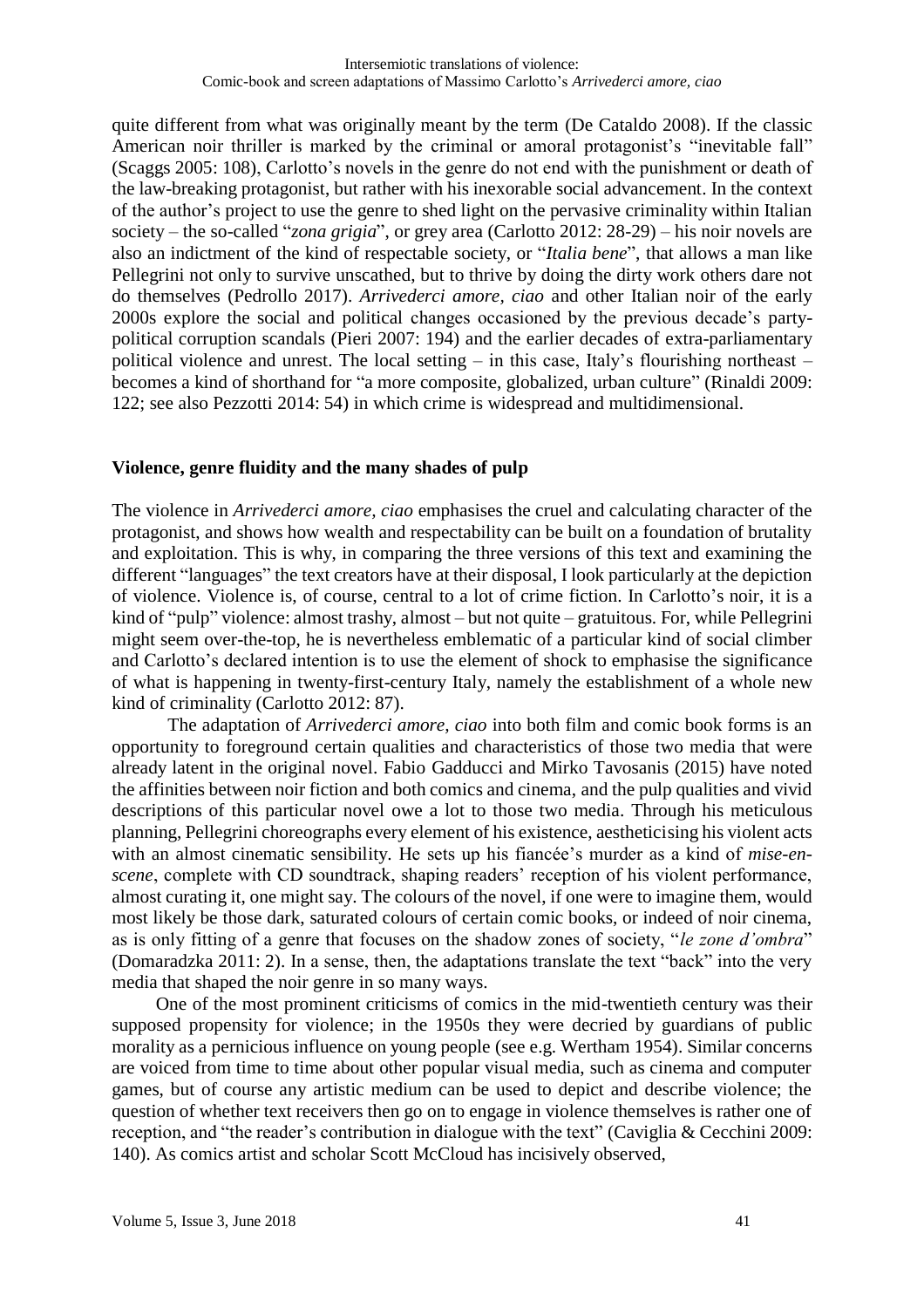quite different from what was originally meant by the term (De Cataldo 2008). If the classic American noir thriller is marked by the criminal or amoral protagonist's "inevitable fall" (Scaggs 2005: 108), Carlotto's novels in the genre do not end with the punishment or death of the law-breaking protagonist, but rather with his inexorable social advancement. In the context of the author's project to use the genre to shed light on the pervasive criminality within Italian society – the so-called "*zona grigia*", or grey area (Carlotto 2012: 28-29) – his noir novels are also an indictment of the kind of respectable society, or "*Italia bene*", that allows a man like Pellegrini not only to survive unscathed, but to thrive by doing the dirty work others dare not do themselves (Pedrollo 2017). *Arrivederci amore, ciao* and other Italian noir of the early 2000s explore the social and political changes occasioned by the previous decade's party-political corruption scandals (Pieri 2007: 194) and the earlier decades of extra-parliamentary political violence and unrest. The local setting – in this case, Italy's flourishing northeast – becomes a kind of shorthand for "a more composite, globalized, urban culture" (Rinaldi 2009: 122; see also Pezzotti 2014: 54) in which crime is widespread and multidimensional.

## Violence, genre fluidity and the many shades of pulp

The violence in *Arrivederci amore, ciao* emphasises the cruel and calculating character of the protagonist, and shows how wealth and respectability can be built on a foundation of brutality and exploitation. This is why, in comparing the three versions of this text and examining the different "languages" the text creators have at their disposal, I look particularly at the depiction of violence. Violence is, of course, central to a lot of crime fiction. In Carlotto's noir, it is a kind of "pulp" violence: almost trashy, almost – but not quite – gratuitous. For, while Pellegrini might seem over-the-top, he is nevertheless emblematic of a particular kind of social climber and Carlotto's declared intention is to use the element of shock to emphasise the significance of what is happening in twenty-first-century Italy, namely the establishment of a whole new kind of criminality (Carlotto 2012: 87).

The adaptation of *Arrivederci amore, ciao* into both film and comic book forms is an opportunity to foreground certain qualities and characteristics of those two media that were already latent in the original novel. Fabio Gadducci and Mirko Tavosanis (2015) have noted the affinities between noir fiction and both comics and cinema, and the pulp qualities and vivid descriptions of this particular novel owe a lot to those two media. Through his meticulous planning, Pellegrini choreographs every element of his existence, aestheticising his violent acts with an almost cinematic sensibility. He sets up his fiancée's murder as a kind of *mise-en-scene*, complete with CD soundtrack, shaping readers' reception of his violent performance, almost curating it, one might say. The colours of the novel, if one were to imagine them, would most likely be those dark, saturated colours of certain comic books, or indeed of noir cinema, as is only fitting of a genre that focuses on the shadow zones of society, "*le zone d'ombra*" (Domaradzka 2011: 2). In a sense, then, the adaptations translate the text "back" into the very media that shaped the noir genre in so many ways.

One of the most prominent criticisms of comics in the mid-twentieth century was their supposed propensity for violence; in the 1950s they were decried by guardians of public morality as a pernicious influence on young people (see e.g. Wertham 1954). Similar concerns are voiced from time to time about other popular visual media, such as cinema and computer games, but of course any artistic medium can be used to depict and describe violence; the question of whether text receivers then go on to engage in violence themselves is rather one of reception, and "the reader's contribution in dialogue with the text" (Caviglia & Cecchini 2009: 140). As comics artist and scholar Scott McCloud has incisively observed,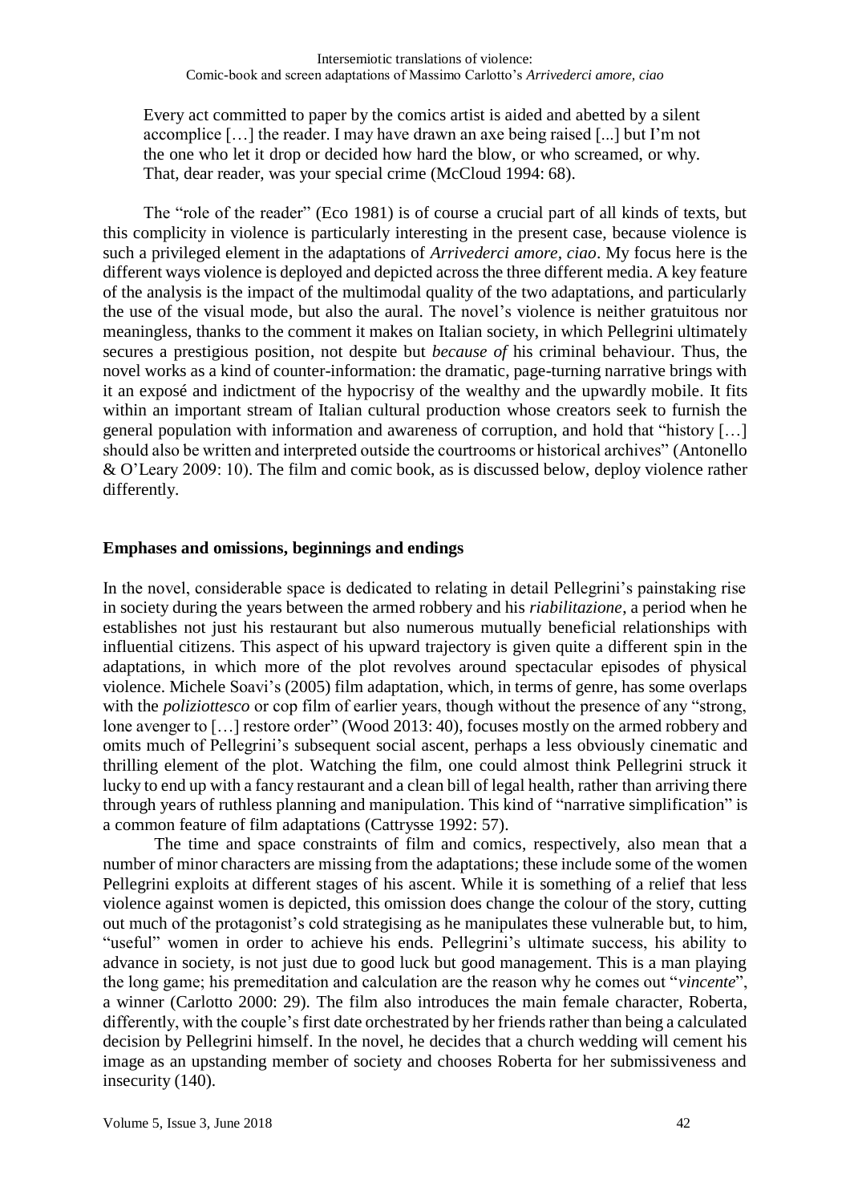> Every act committed to paper by the comics artist is aided and abetted by a silent accomplice […] the reader. I may have drawn an axe being raised [...] but I'm not the one who let it drop or decided how hard the blow, or who screamed, or why. That, dear reader, was your special crime (McCloud 1994: 68).

The "role of the reader" (Eco 1981) is of course a crucial part of all kinds of texts, but this complicity in violence is particularly interesting in the present case, because violence is such a privileged element in the adaptations of *Arrivederci amore, ciao*. My focus here is the different ways violence is deployed and depicted across the three different media. A key feature of the analysis is the impact of the multimodal quality of the two adaptations, and particularly the use of the visual mode, but also the aural. The novel's violence is neither gratuitous nor meaningless, thanks to the comment it makes on Italian society, in which Pellegrini ultimately secures a prestigious position, not despite but *because of* his criminal behaviour. Thus, the novel works as a kind of counter-information: the dramatic, page-turning narrative brings with it an exposé and indictment of the hypocrisy of the wealthy and the upwardly mobile. It fits within an important stream of Italian cultural production whose creators seek to furnish the general population with information and awareness of corruption, and hold that "history […] should also be written and interpreted outside the courtrooms or historical archives" (Antonello & O'Leary 2009: 10). The film and comic book, as is discussed below, deploy violence rather differently.

## Emphases and omissions, beginnings and endings

In the novel, considerable space is dedicated to relating in detail Pellegrini's painstaking rise in society during the years between the armed robbery and his *riabilitazione*, a period when he establishes not just his restaurant but also numerous mutually beneficial relationships with influential citizens. This aspect of his upward trajectory is given quite a different spin in the adaptations, in which more of the plot revolves around spectacular episodes of physical violence. Michele Soavi's (2005) film adaptation, which, in terms of genre, has some overlaps with the *poliziottesco* or cop film of earlier years, though without the presence of any "strong, lone avenger to […] restore order" (Wood 2013: 40), focuses mostly on the armed robbery and omits much of Pellegrini's subsequent social ascent, perhaps a less obviously cinematic and thrilling element of the plot. Watching the film, one could almost think Pellegrini struck it lucky to end up with a fancy restaurant and a clean bill of legal health, rather than arriving there through years of ruthless planning and manipulation. This kind of "narrative simplification" is a common feature of film adaptations (Cattrysse 1992: 57).

The time and space constraints of film and comics, respectively, also mean that a number of minor characters are missing from the adaptations; these include some of the women Pellegrini exploits at different stages of his ascent. While it is something of a relief that less violence against women is depicted, this omission does change the colour of the story, cutting out much of the protagonist's cold strategising as he manipulates these vulnerable but, to him, "useful" women in order to achieve his ends. Pellegrini's ultimate success, his ability to advance in society, is not just due to good luck but good management. This is a man playing the long game; his premeditation and calculation are the reason why he comes out "*vincente*", a winner (Carlotto 2000: 29). The film also introduces the main female character, Roberta, differently, with the couple's first date orchestrated by her friends rather than being a calculated decision by Pellegrini himself. In the novel, he decides that a church wedding will cement his image as an upstanding member of society and chooses Roberta for her submissiveness and insecurity (140).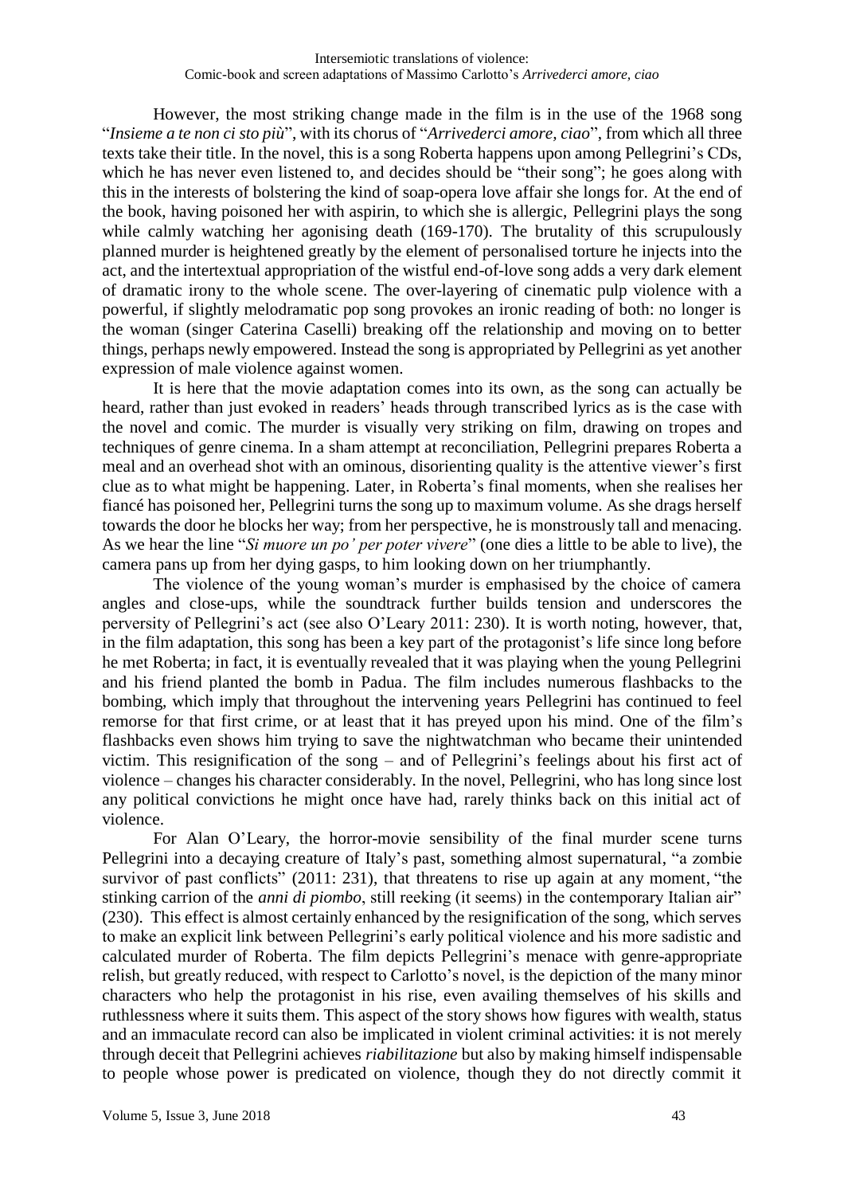However, the most striking change made in the film is in the use of the 1968 song "*Insieme a te non ci sto più*", with its chorus of "*Arrivederci amore, ciao*", from which all three texts take their title. In the novel, this is a song Roberta happens upon among Pellegrini's CDs, which he has never even listened to, and decides should be "their song"; he goes along with this in the interests of bolstering the kind of soap-opera love affair she longs for. At the end of the book, having poisoned her with aspirin, to which she is allergic, Pellegrini plays the song while calmly watching her agonising death (169-170). The brutality of this scrupulously planned murder is heightened greatly by the element of personalised torture he injects into the act, and the intertextual appropriation of the wistful end-of-love song adds a very dark element of dramatic irony to the whole scene. The over-layering of cinematic pulp violence with a powerful, if slightly melodramatic pop song provokes an ironic reading of both: no longer is the woman (singer Caterina Caselli) breaking off the relationship and moving on to better things, perhaps newly empowered. Instead the song is appropriated by Pellegrini as yet another expression of male violence against women.

It is here that the movie adaptation comes into its own, as the song can actually be heard, rather than just evoked in readers' heads through transcribed lyrics as is the case with the novel and comic. The murder is visually very striking on film, drawing on tropes and techniques of genre cinema. In a sham attempt at reconciliation, Pellegrini prepares Roberta a meal and an overhead shot with an ominous, disorienting quality is the attentive viewer's first clue as to what might be happening. Later, in Roberta's final moments, when she realises her fiancé has poisoned her, Pellegrini turns the song up to maximum volume. As she drags herself towards the door he blocks her way; from her perspective, he is monstrously tall and menacing. As we hear the line "*Si muore un po' per poter vivere*" (one dies a little to be able to live), the camera pans up from her dying gasps, to him looking down on her triumphantly.

The violence of the young woman's murder is emphasised by the choice of camera angles and close-ups, while the soundtrack further builds tension and underscores the perversity of Pellegrini's act (see also O'Leary 2011: 230). It is worth noting, however, that, in the film adaptation, this song has been a key part of the protagonist's life since long before he met Roberta; in fact, it is eventually revealed that it was playing when the young Pellegrini and his friend planted the bomb in Padua. The film includes numerous flashbacks to the bombing, which imply that throughout the intervening years Pellegrini has continued to feel remorse for that first crime, or at least that it has preyed upon his mind. One of the film's flashbacks even shows him trying to save the nightwatchman who became their unintended victim. This resignification of the song – and of Pellegrini's feelings about his first act of violence – changes his character considerably. In the novel, Pellegrini, who has long since lost any political convictions he might once have had, rarely thinks back on this initial act of violence.

For Alan O'Leary, the horror-movie sensibility of the final murder scene turns Pellegrini into a decaying creature of Italy's past, something almost supernatural, "a zombie survivor of past conflicts" (2011: 231), that threatens to rise up again at any moment, "the stinking carrion of the *anni di piombo*, still reeking (it seems) in the contemporary Italian air" (230). This effect is almost certainly enhanced by the resignification of the song, which serves to make an explicit link between Pellegrini's early political violence and his more sadistic and calculated murder of Roberta. The film depicts Pellegrini's menace with genre-appropriate relish, but greatly reduced, with respect to Carlotto's novel, is the depiction of the many minor characters who help the protagonist in his rise, even availing themselves of his skills and ruthlessness where it suits them. This aspect of the story shows how figures with wealth, status and an immaculate record can also be implicated in violent criminal activities: it is not merely through deceit that Pellegrini achieves *riabilitazione* but also by making himself indispensable to people whose power is predicated on violence, though they do not directly commit it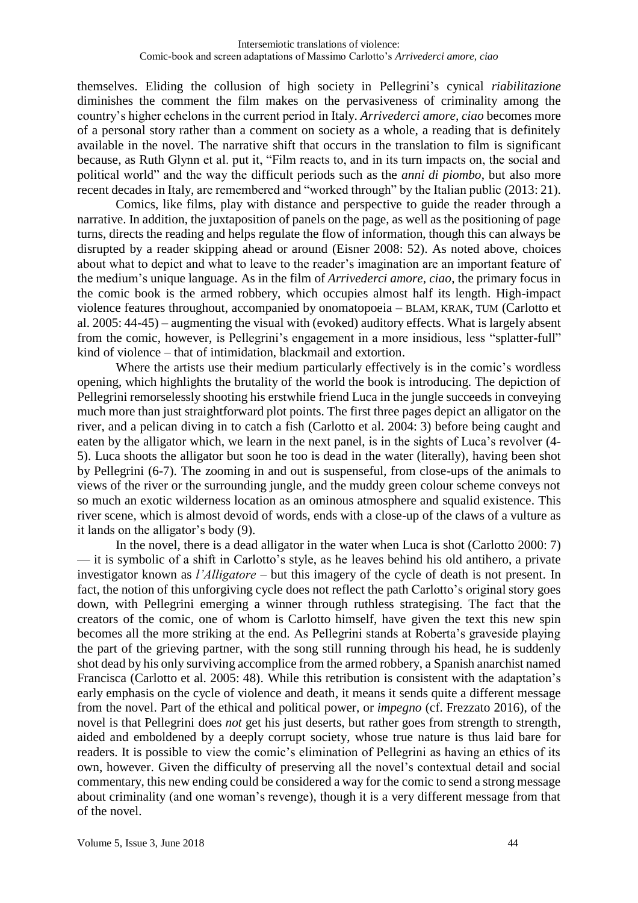themselves. Eliding the collusion of high society in Pellegrini's cynical *riabilitazione* diminishes the comment the film makes on the pervasiveness of criminality among the country's higher echelons in the current period in Italy. *Arrivederci amore, ciao* becomes more of a personal story rather than a comment on society as a whole, a reading that is definitely available in the novel. The narrative shift that occurs in the translation to film is significant because, as Ruth Glynn et al. put it, "Film reacts to, and in its turn impacts on, the social and political world" and the way the difficult periods such as the *anni di piombo*, but also more recent decades in Italy, are remembered and "worked through" by the Italian public (2013: 21).

Comics, like films, play with distance and perspective to guide the reader through a narrative. In addition, the juxtaposition of panels on the page, as well as the positioning of page turns, directs the reading and helps regulate the flow of information, though this can always be disrupted by a reader skipping ahead or around (Eisner 2008: 52). As noted above, choices about what to depict and what to leave to the reader's imagination are an important feature of the medium's unique language. As in the film of *Arrivederci amore, ciao*, the primary focus in the comic book is the armed robbery, which occupies almost half its length. High-impact violence features throughout, accompanied by onomatopoeia – BLAM, KRAK, TUM (Carlotto et al. 2005: 44-45) – augmenting the visual with (evoked) auditory effects. What is largely absent from the comic, however, is Pellegrini's engagement in a more insidious, less "splatter-full" kind of violence – that of intimidation, blackmail and extortion.

Where the artists use their medium particularly effectively is in the comic's wordless opening, which highlights the brutality of the world the book is introducing. The depiction of Pellegrini remorselessly shooting his erstwhile friend Luca in the jungle succeeds in conveying much more than just straightforward plot points. The first three pages depict an alligator on the river, and a pelican diving in to catch a fish (Carlotto et al. 2004: 3) before being caught and eaten by the alligator which, we learn in the next panel, is in the sights of Luca's revolver (4-5). Luca shoots the alligator but soon he too is dead in the water (literally), having been shot by Pellegrini (6-7). The zooming in and out is suspenseful, from close-ups of the animals to views of the river or the surrounding jungle, and the muddy green colour scheme conveys not so much an exotic wilderness location as an ominous atmosphere and squalid existence. This river scene, which is almost devoid of words, ends with a close-up of the claws of a vulture as it lands on the alligator's body (9).

In the novel, there is a dead alligator in the water when Luca is shot (Carlotto 2000: 7) — it is symbolic of a shift in Carlotto's style, as he leaves behind his old antihero, a private investigator known as *l'Alligatore* – but this imagery of the cycle of death is not present. In fact, the notion of this unforgiving cycle does not reflect the path Carlotto's original story goes down, with Pellegrini emerging a winner through ruthless strategising. The fact that the creators of the comic, one of whom is Carlotto himself, have given the text this new spin becomes all the more striking at the end. As Pellegrini stands at Roberta's graveside playing the part of the grieving partner, with the song still running through his head, he is suddenly shot dead by his only surviving accomplice from the armed robbery, a Spanish anarchist named Francisca (Carlotto et al. 2005: 48). While this retribution is consistent with the adaptation's early emphasis on the cycle of violence and death, it means it sends quite a different message from the novel. Part of the ethical and political power, or *impegno* (cf. Frezzato 2016), of the novel is that Pellegrini does *not* get his just deserts, but rather goes from strength to strength, aided and emboldened by a deeply corrupt society, whose true nature is thus laid bare for readers. It is possible to view the comic's elimination of Pellegrini as having an ethics of its own, however. Given the difficulty of preserving all the novel's contextual detail and social commentary, this new ending could be considered a way for the comic to send a strong message about criminality (and one woman's revenge), though it is a very different message from that of the novel.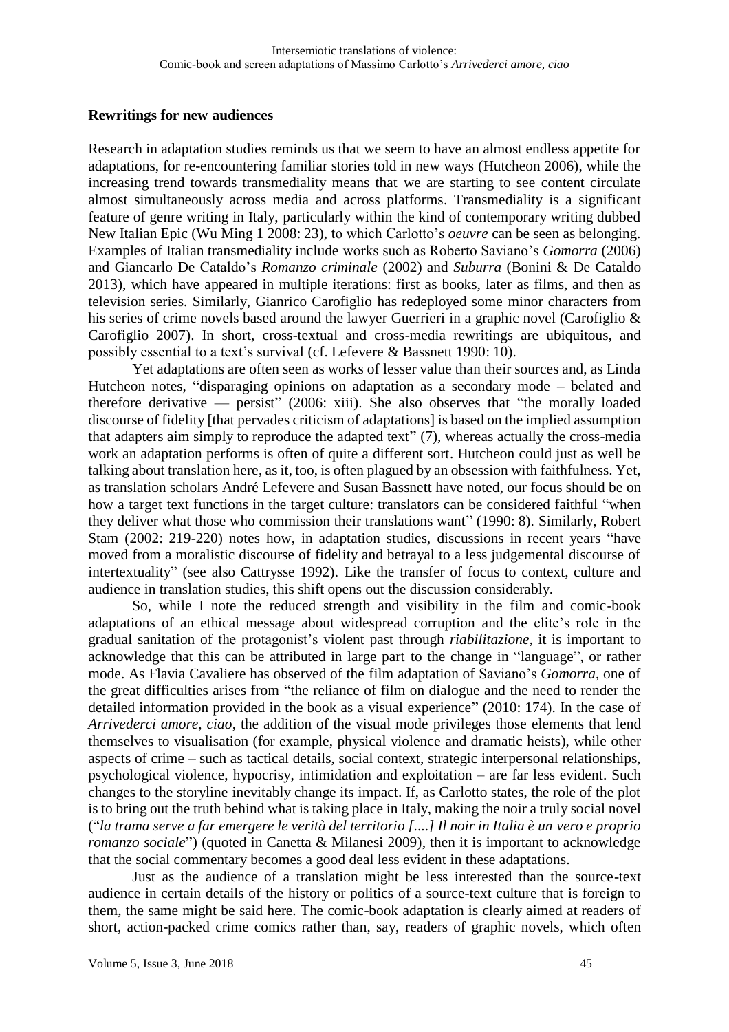## Rewritings for new audiences

Research in adaptation studies reminds us that we seem to have an almost endless appetite for adaptations, for re-encountering familiar stories told in new ways (Hutcheon 2006), while the increasing trend towards transmediality means that we are starting to see content circulate almost simultaneously across media and across platforms. Transmediality is a significant feature of genre writing in Italy, particularly within the kind of contemporary writing dubbed New Italian Epic (Wu Ming 1 2008: 23), to which Carlotto's *oeuvre* can be seen as belonging. Examples of Italian transmediality include works such as Roberto Saviano's *Gomorra* (2006) and Giancarlo De Cataldo's *Romanzo criminale* (2002) and *Suburra* (Bonini & De Cataldo 2013), which have appeared in multiple iterations: first as books, later as films, and then as television series. Similarly, Gianrico Carofiglio has redeployed some minor characters from his series of crime novels based around the lawyer Guerrieri in a graphic novel (Carofiglio & Carofiglio 2007). In short, cross-textual and cross-media rewritings are ubiquitous, and possibly essential to a text's survival (cf. Lefevere & Bassnett 1990: 10).

Yet adaptations are often seen as works of lesser value than their sources and, as Linda Hutcheon notes, "disparaging opinions on adaptation as a secondary mode – belated and therefore derivative — persist" (2006: xiii). She also observes that "the morally loaded discourse of fidelity [that pervades criticism of adaptations] is based on the implied assumption that adapters aim simply to reproduce the adapted text" (7), whereas actually the cross-media work an adaptation performs is often of quite a different sort. Hutcheon could just as well be talking about translation here, as it, too, is often plagued by an obsession with faithfulness. Yet, as translation scholars André Lefevere and Susan Bassnett have noted, our focus should be on how a target text functions in the target culture: translators can be considered faithful "when they deliver what those who commission their translations want" (1990: 8). Similarly, Robert Stam (2002: 219-220) notes how, in adaptation studies, discussions in recent years "have moved from a moralistic discourse of fidelity and betrayal to a less judgemental discourse of intertextuality" (see also Cattrysse 1992). Like the transfer of focus to context, culture and audience in translation studies, this shift opens out the discussion considerably.

So, while I note the reduced strength and visibility in the film and comic-book adaptations of an ethical message about widespread corruption and the elite's role in the gradual sanitation of the protagonist's violent past through *riabilitazione*, it is important to acknowledge that this can be attributed in large part to the change in "language", or rather mode. As Flavia Cavaliere has observed of the film adaptation of Saviano's *Gomorra*, one of the great difficulties arises from "the reliance of film on dialogue and the need to render the detailed information provided in the book as a visual experience" (2010: 174). In the case of *Arrivederci amore, ciao*, the addition of the visual mode privileges those elements that lend themselves to visualisation (for example, physical violence and dramatic heists), while other aspects of crime – such as tactical details, social context, strategic interpersonal relationships, psychological violence, hypocrisy, intimidation and exploitation – are far less evident. Such changes to the storyline inevitably change its impact. If, as Carlotto states, the role of the plot is to bring out the truth behind what is taking place in Italy, making the noir a truly social novel ("*la trama serve a far emergere le verità del territorio [....] Il noir in Italia è un vero e proprio romanzo sociale*") (quoted in Canetta & Milanesi 2009), then it is important to acknowledge that the social commentary becomes a good deal less evident in these adaptations.

Just as the audience of a translation might be less interested than the source-text audience in certain details of the history or politics of a source-text culture that is foreign to them, the same might be said here. The comic-book adaptation is clearly aimed at readers of short, action-packed crime comics rather than, say, readers of graphic novels, which often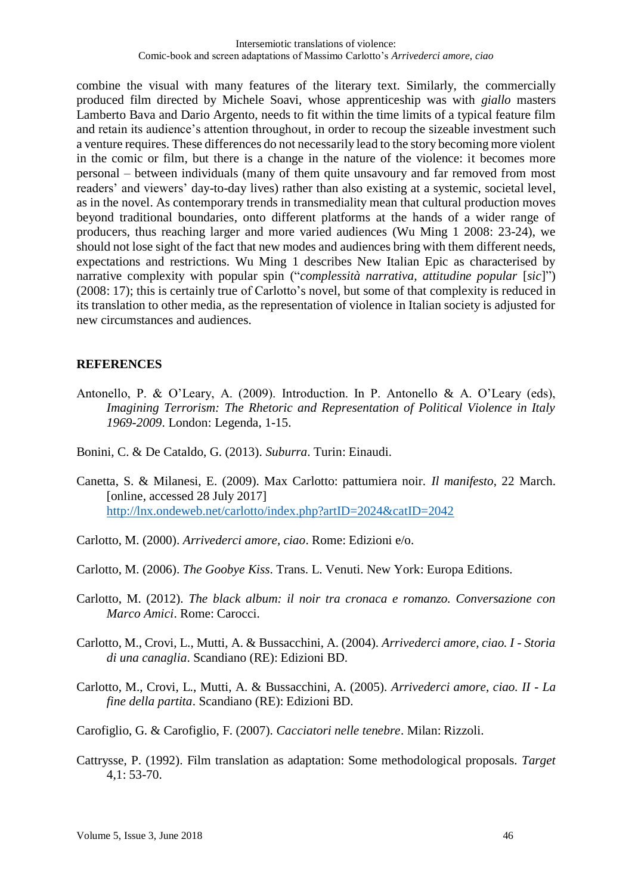combine the visual with many features of the literary text. Similarly, the commercially produced film directed by Michele Soavi, whose apprenticeship was with *giallo* masters Lamberto Bava and Dario Argento, needs to fit within the time limits of a typical feature film and retain its audience's attention throughout, in order to recoup the sizeable investment such a venture requires. These differences do not necessarily lead to the story becoming more violent in the comic or film, but there is a change in the nature of the violence: it becomes more personal – between individuals (many of them quite unsavoury and far removed from most readers' and viewers' day-to-day lives) rather than also existing at a systemic, societal level, as in the novel. As contemporary trends in transmediality mean that cultural production moves beyond traditional boundaries, onto different platforms at the hands of a wider range of producers, thus reaching larger and more varied audiences (Wu Ming 1 2008: 23-24), we should not lose sight of the fact that new modes and audiences bring with them different needs, expectations and restrictions. Wu Ming 1 describes New Italian Epic as characterised by narrative complexity with popular spin ("*complessità narrativa, attitudine popular* [*sic*]") (2008: 17); this is certainly true of Carlotto's novel, but some of that complexity is reduced in its translation to other media, as the representation of violence in Italian society is adjusted for new circumstances and audiences.

## REFERENCES

Antonello, P. & O'Leary, A. (2009). Introduction. In P. Antonello & A. O'Leary (eds), *Imagining Terrorism: The Rhetoric and Representation of Political Violence in Italy 1969-2009*. London: Legenda, 1-15.

Bonini, C. & De Cataldo, G. (2013). *Suburra*. Turin: Einaudi.

Canetta, S. & Milanesi, E. (2009). Max Carlotto: pattumiera noir. *Il manifesto*, 22 March. [online, accessed 28 July 2017] http://lnx.ondeweb.net/carlotto/index.php?artID=2024&catID=2042

Carlotto, M. (2000). *Arrivederci amore, ciao*. Rome: Edizioni e/o.

Carlotto, M. (2006). *The Goobye Kiss*. Trans. L. Venuti. New York: Europa Editions.

Carlotto, M. (2012). *The black album: il noir tra cronaca e romanzo. Conversazione con Marco Amici*. Rome: Carocci.

Carlotto, M., Crovi, L., Mutti, A. & Bussacchini, A. (2004). *Arrivederci amore, ciao. I - Storia di una canaglia*. Scandiano (RE): Edizioni BD.

Carlotto, M., Crovi, L., Mutti, A. & Bussacchini, A. (2005). *Arrivederci amore, ciao. II - La fine della partita*. Scandiano (RE): Edizioni BD.

Carofiglio, G. & Carofiglio, F. (2007). *Cacciatori nelle tenebre*. Milan: Rizzoli.

Cattrysse, P. (1992). Film translation as adaptation: Some methodological proposals. *Target* 4,1: 53-70.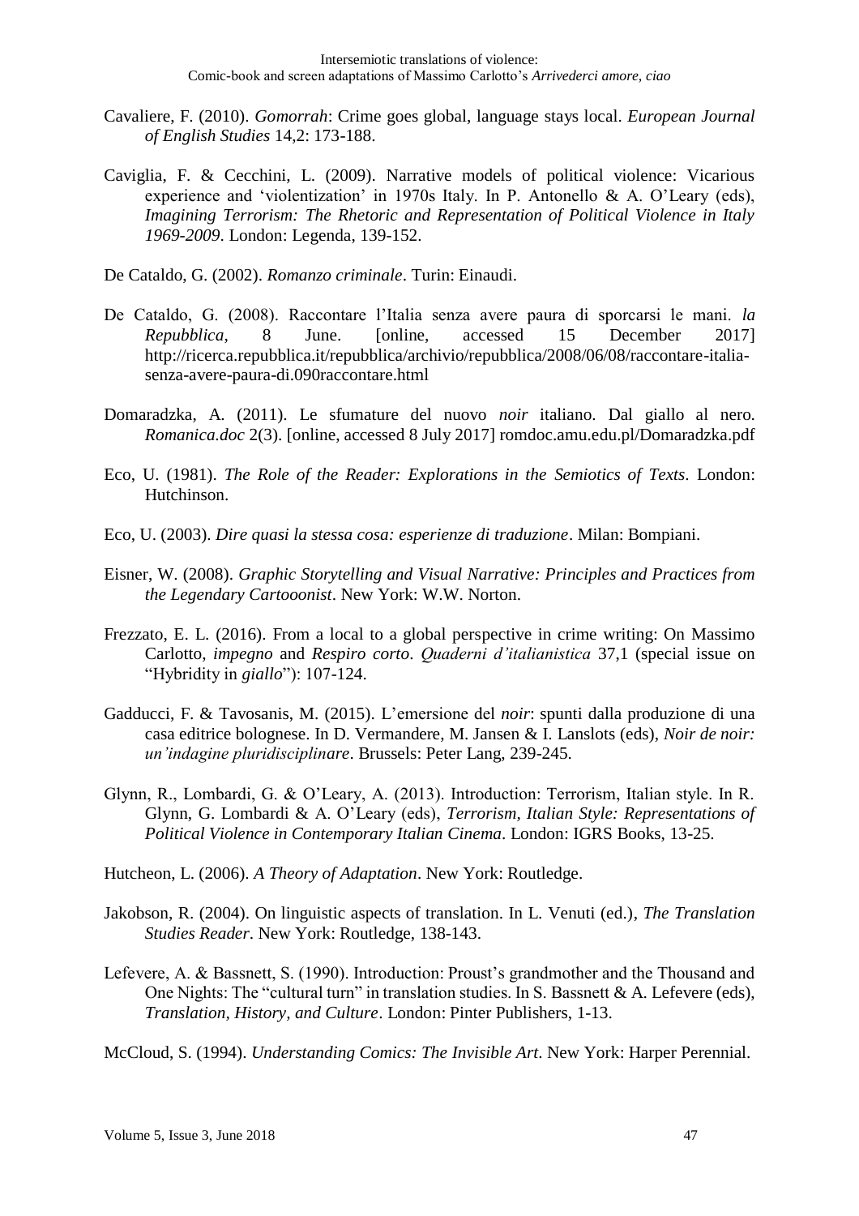Cavaliere, F. (2010). *Gomorrah*: Crime goes global, language stays local. *European Journal of English Studies* 14,2: 173-188.

Caviglia, F. & Cecchini, L. (2009). Narrative models of political violence: Vicarious experience and 'violentization' in 1970s Italy. In P. Antonello & A. O'Leary (eds), *Imagining Terrorism: The Rhetoric and Representation of Political Violence in Italy 1969-2009*. London: Legenda, 139-152.

De Cataldo, G. (2002). *Romanzo criminale*. Turin: Einaudi.

De Cataldo, G. (2008). Raccontare l'Italia senza avere paura di sporcarsi le mani. *la Repubblica*, 8 June. [online, accessed 15 December 2017] http://ricerca.repubblica.it/repubblica/archivio/repubblica/2008/06/08/raccontare-italia-senza-avere-paura-di.090raccontare.html

Domaradzka, A. (2011). Le sfumature del nuovo *noir* italiano. Dal giallo al nero. *Romanica.doc* 2(3). [online, accessed 8 July 2017] romdoc.amu.edu.pl/Domaradzka.pdf

Eco, U. (1981). *The Role of the Reader: Explorations in the Semiotics of Texts*. London: Hutchinson.

Eco, U. (2003). *Dire quasi la stessa cosa: esperienze di traduzione*. Milan: Bompiani.

Eisner, W. (2008). *Graphic Storytelling and Visual Narrative: Principles and Practices from the Legendary Cartooonist*. New York: W.W. Norton.

Frezzato, E. L. (2016). From a local to a global perspective in crime writing: On Massimo Carlotto, *impegno* and *Respiro corto*. *Quaderni d'italianistica* 37,1 (special issue on "Hybridity in *giallo*"): 107-124.

Gadducci, F. & Tavosanis, M. (2015). L'emersione del *noir*: spunti dalla produzione di una casa editrice bolognese. In D. Vermandere, M. Jansen & I. Lanslots (eds), *Noir de noir: un'indagine pluridisciplinare*. Brussels: Peter Lang, 239-245.

Glynn, R., Lombardi, G. & O'Leary, A. (2013). Introduction: Terrorism, Italian style. In R. Glynn, G. Lombardi & A. O'Leary (eds), *Terrorism, Italian Style: Representations of Political Violence in Contemporary Italian Cinema*. London: IGRS Books, 13-25.

Hutcheon, L. (2006). *A Theory of Adaptation*. New York: Routledge.

Jakobson, R. (2004). On linguistic aspects of translation. In L. Venuti (ed.), *The Translation Studies Reader*. New York: Routledge, 138-143.

Lefevere, A. & Bassnett, S. (1990). Introduction: Proust's grandmother and the Thousand and One Nights: The "cultural turn" in translation studies. In S. Bassnett & A. Lefevere (eds), *Translation, History, and Culture*. London: Pinter Publishers, 1-13.

McCloud, S. (1994). *Understanding Comics: The Invisible Art*. New York: Harper Perennial.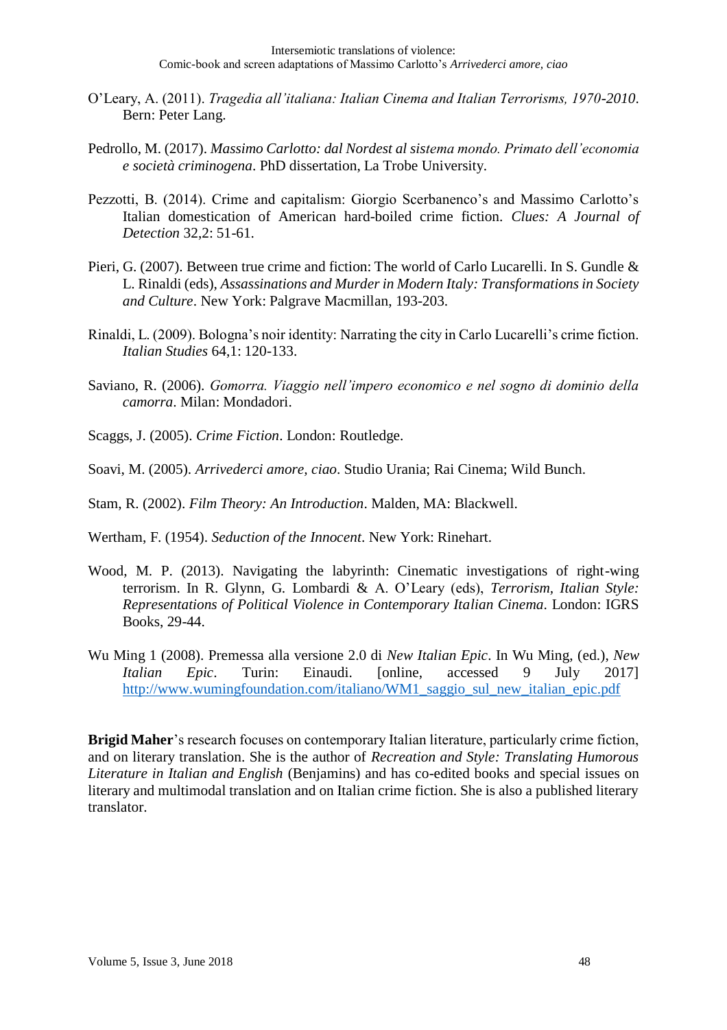O'Leary, A. (2011). *Tragedia all'italiana: Italian Cinema and Italian Terrorisms, 1970-2010*. Bern: Peter Lang.

Pedrollo, M. (2017). *Massimo Carlotto: dal Nordest al sistema mondo. Primato dell'economia e società criminogena*. PhD dissertation, La Trobe University.

Pezzotti, B. (2014). Crime and capitalism: Giorgio Scerbanenco's and Massimo Carlotto's Italian domestication of American hard-boiled crime fiction. *Clues: A Journal of Detection* 32,2: 51-61.

Pieri, G. (2007). Between true crime and fiction: The world of Carlo Lucarelli. In S. Gundle & L. Rinaldi (eds), *Assassinations and Murder in Modern Italy: Transformations in Society and Culture*. New York: Palgrave Macmillan, 193-203.

Rinaldi, L. (2009). Bologna's noir identity: Narrating the city in Carlo Lucarelli's crime fiction. *Italian Studies* 64,1: 120-133.

Saviano, R. (2006). *Gomorra. Viaggio nell'impero economico e nel sogno di dominio della camorra*. Milan: Mondadori.

Scaggs, J. (2005). *Crime Fiction*. London: Routledge.

Soavi, M. (2005). *Arrivederci amore, ciao*. Studio Urania; Rai Cinema; Wild Bunch.

Stam, R. (2002). *Film Theory: An Introduction*. Malden, MA: Blackwell.

Wertham, F. (1954). *Seduction of the Innocent*. New York: Rinehart.

Wood, M. P. (2013). Navigating the labyrinth: Cinematic investigations of right-wing terrorism. In R. Glynn, G. Lombardi & A. O'Leary (eds), *Terrorism, Italian Style: Representations of Political Violence in Contemporary Italian Cinema*. London: IGRS Books, 29-44.

Wu Ming 1 (2008). Premessa alla versione 2.0 di *New Italian Epic*. In Wu Ming, (ed.), *New Italian Epic*. Turin: Einaudi. [online, accessed 9 July 2017] http://www.wumingfoundation.com/italiano/WM1_saggio_sul_new_italian_epic.pdf

**Brigid Maher**'s research focuses on contemporary Italian literature, particularly crime fiction, and on literary translation. She is the author of *Recreation and Style: Translating Humorous Literature in Italian and English* (Benjamins) and has co-edited books and special issues on literary and multimodal translation and on Italian crime fiction. She is also a published literary translator.